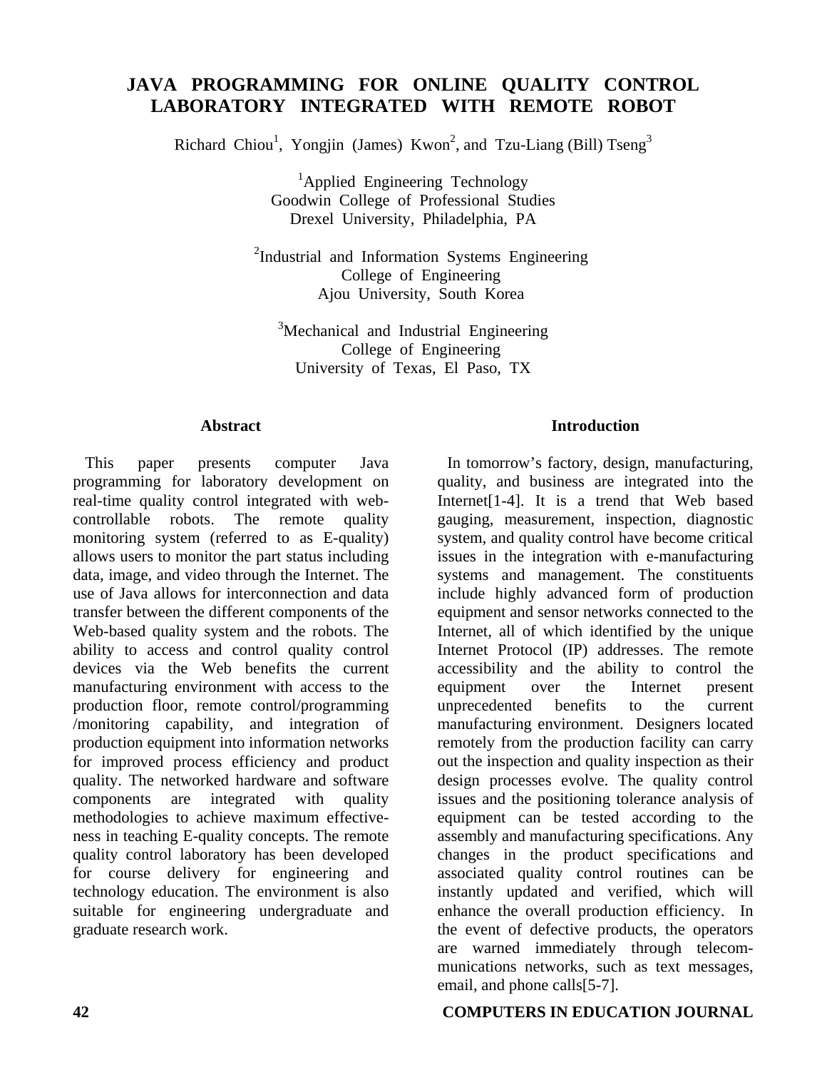# JAVA PROGRAMMING FOR ONLINE QUALITY CONTROL LABORATORY INTEGRATED WITH REMOTE ROBOT

Richard Chiou[1], Yongjin (James) Kwon[2], and Tzu-Liang (Bill) Tseng[3]

[1]Applied Engineering Technology
Goodwin College of Professional Studies
Drexel University, Philadelphia, PA

[2]Industrial and Information Systems Engineering
College of Engineering
Ajou University, South Korea

[3]Mechanical and Industrial Engineering
College of Engineering
University of Texas, El Paso, TX

## Abstract

This paper presents computer Java programming for laboratory development on real-time quality control integrated with web-controllable robots. The remote quality monitoring system (referred to as E-quality) allows users to monitor the part status including data, image, and video through the Internet. The use of Java allows for interconnection and data transfer between the different components of the Web-based quality system and the robots. The ability to access and control quality control devices via the Web benefits the current manufacturing environment with access to the production floor, remote control/programming /monitoring capability, and integration of production equipment into information networks for improved process efficiency and product quality. The networked hardware and software components are integrated with quality methodologies to achieve maximum effectiveness in teaching E-quality concepts. The remote quality control laboratory has been developed for course delivery for engineering and technology education. The environment is also suitable for engineering undergraduate and graduate research work.

## Introduction

In tomorrow's factory, design, manufacturing, quality, and business are integrated into the Internet[1-4]. It is a trend that Web based gauging, measurement, inspection, diagnostic system, and quality control have become critical issues in the integration with e-manufacturing systems and management. The constituents include highly advanced form of production equipment and sensor networks connected to the Internet, all of which identified by the unique Internet Protocol (IP) addresses. The remote accessibility and the ability to control the equipment over the Internet present unprecedented benefits to the current manufacturing environment. Designers located remotely from the production facility can carry out the inspection and quality inspection as their design processes evolve. The quality control issues and the positioning tolerance analysis of equipment can be tested according to the assembly and manufacturing specifications. Any changes in the product specifications and associated quality control routines can be instantly updated and verified, which will enhance the overall production efficiency. In the event of defective products, the operators are warned immediately through telecommunications networks, such as text messages, email, and phone calls[5-7].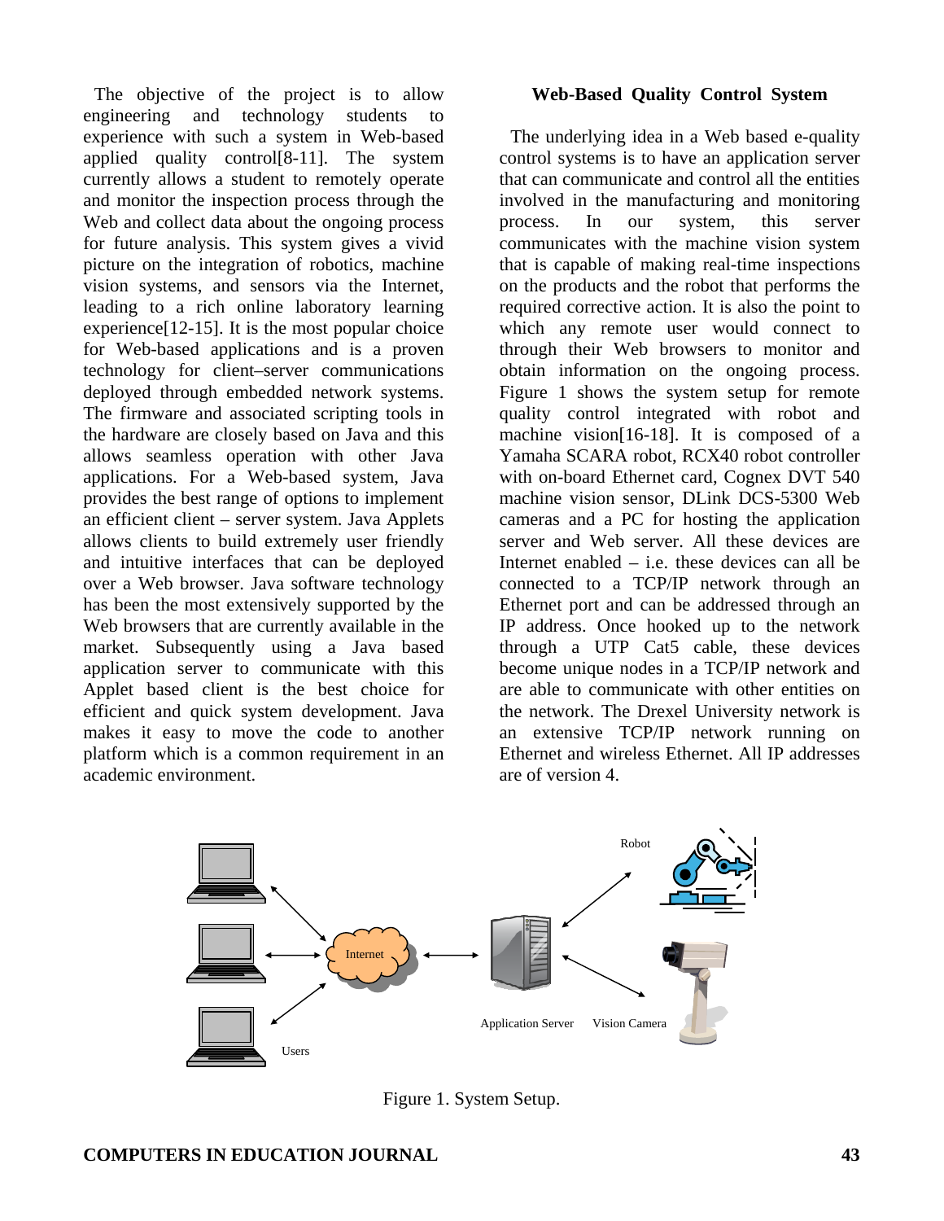The objective of the project is to allow engineering and technology students to experience with such a system in Web-based applied quality control[8-11]. The system currently allows a student to remotely operate and monitor the inspection process through the Web and collect data about the ongoing process for future analysis. This system gives a vivid picture on the integration of robotics, machine vision systems, and sensors via the Internet, leading to a rich online laboratory learning experience[12-15]. It is the most popular choice for Web-based applications and is a proven technology for client–server communications deployed through embedded network systems. The firmware and associated scripting tools in the hardware are closely based on Java and this allows seamless operation with other Java applications. For a Web-based system, Java provides the best range of options to implement an efficient client – server system. Java Applets allows clients to build extremely user friendly and intuitive interfaces that can be deployed over a Web browser. Java software technology has been the most extensively supported by the Web browsers that are currently available in the market. Subsequently using a Java based application server to communicate with this Applet based client is the best choice for efficient and quick system development. Java makes it easy to move the code to another platform which is a common requirement in an academic environment.

## Web-Based Quality Control System

The underlying idea in a Web based e-quality control systems is to have an application server that can communicate and control all the entities involved in the manufacturing and monitoring process. In our system, this server communicates with the machine vision system that is capable of making real-time inspections on the products and the robot that performs the required corrective action. It is also the point to which any remote user would connect to through their Web browsers to monitor and obtain information on the ongoing process. Figure 1 shows the system setup for remote quality control integrated with robot and machine vision[16-18]. It is composed of a Yamaha SCARA robot, RCX40 robot controller with on-board Ethernet card, Cognex DVT 540 machine vision sensor, DLink DCS-5300 Web cameras and a PC for hosting the application server and Web server. All these devices are Internet enabled – i.e. these devices can all be connected to a TCP/IP network through an Ethernet port and can be addressed through an IP address. Once hooked up to the network through a UTP Cat5 cable, these devices become unique nodes in a TCP/IP network and are able to communicate with other entities on the network. The Drexel University network is an extensive TCP/IP network running on Ethernet and wireless Ethernet. All IP addresses are of version 4.

Figure 1. System Setup.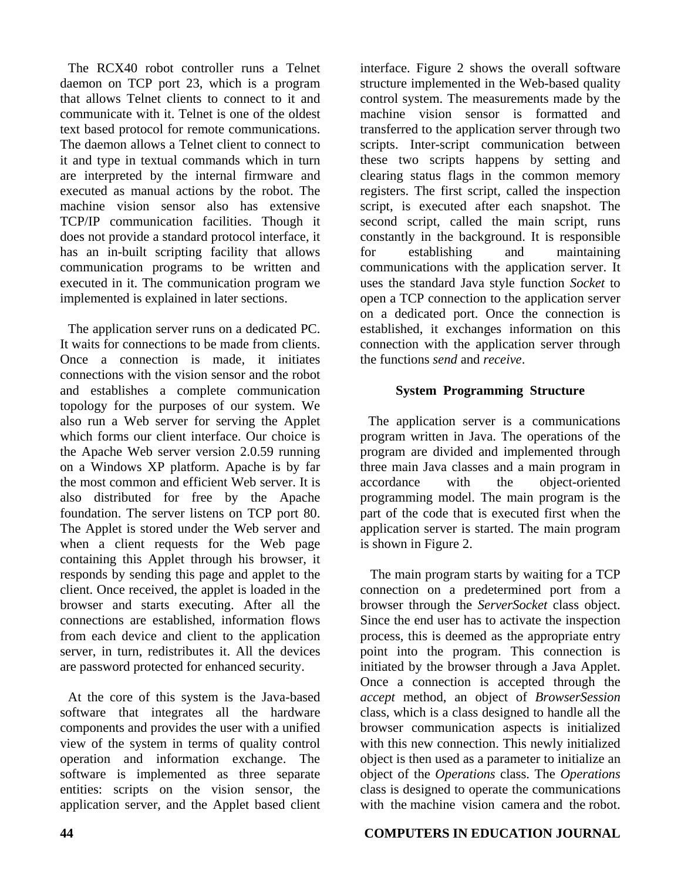The RCX40 robot controller runs a Telnet daemon on TCP port 23, which is a program that allows Telnet clients to connect to it and communicate with it. Telnet is one of the oldest text based protocol for remote communications. The daemon allows a Telnet client to connect to it and type in textual commands which in turn are interpreted by the internal firmware and executed as manual actions by the robot. The machine vision sensor also has extensive TCP/IP communication facilities. Though it does not provide a standard protocol interface, it has an in-built scripting facility that allows communication programs to be written and executed in it. The communication program we implemented is explained in later sections.

The application server runs on a dedicated PC. It waits for connections to be made from clients. Once a connection is made, it initiates connections with the vision sensor and the robot and establishes a complete communication topology for the purposes of our system. We also run a Web server for serving the Applet which forms our client interface. Our choice is the Apache Web server version 2.0.59 running on a Windows XP platform. Apache is by far the most common and efficient Web server. It is also distributed for free by the Apache foundation. The server listens on TCP port 80. The Applet is stored under the Web server and when a client requests for the Web page containing this Applet through his browser, it responds by sending this page and applet to the client. Once received, the applet is loaded in the browser and starts executing. After all the connections are established, information flows from each device and client to the application server, in turn, redistributes it. All the devices are password protected for enhanced security.

At the core of this system is the Java-based software that integrates all the hardware components and provides the user with a unified view of the system in terms of quality control operation and information exchange. The software is implemented as three separate entities: scripts on the vision sensor, the application server, and the Applet based client interface. Figure 2 shows the overall software structure implemented in the Web-based quality control system. The measurements made by the machine vision sensor is formatted and transferred to the application server through two scripts. Inter-script communication between these two scripts happens by setting and clearing status flags in the common memory registers. The first script, called the inspection script, is executed after each snapshot. The second script, called the main script, runs constantly in the background. It is responsible for establishing and maintaining communications with the application server. It uses the standard Java style function *Socket* to open a TCP connection to the application server on a dedicated port. Once the connection is established, it exchanges information on this connection with the application server through the functions *send* and *receive*.

## System Programming Structure

The application server is a communications program written in Java. The operations of the program are divided and implemented through three main Java classes and a main program in accordance with the object-oriented programming model. The main program is the part of the code that is executed first when the application server is started. The main program is shown in Figure 2.

The main program starts by waiting for a TCP connection on a predetermined port from a browser through the *ServerSocket* class object. Since the end user has to activate the inspection process, this is deemed as the appropriate entry point into the program. This connection is initiated by the browser through a Java Applet. Once a connection is accepted through the *accept* method, an object of *BrowserSession* class, which is a class designed to handle all the browser communication aspects is initialized with this new connection. This newly initialized object is then used as a parameter to initialize an object of the *Operations* class. The *Operations* class is designed to operate the communications with the machine vision camera and the robot.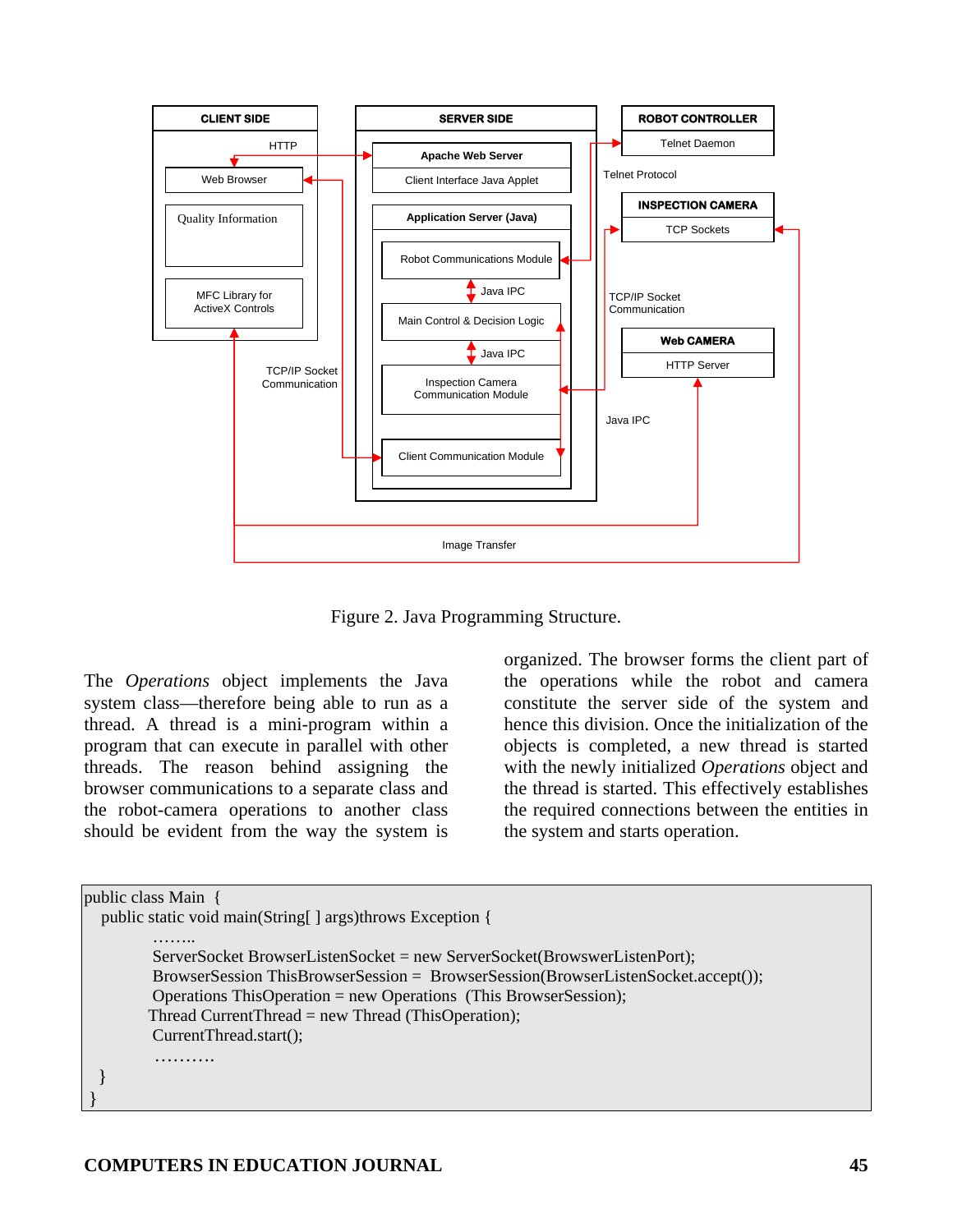Figure 2. Java Programming Structure.

The *Operations* object implements the Java system class—therefore being able to run as a thread. A thread is a mini-program within a program that can execute in parallel with other threads. The reason behind assigning the browser communications to a separate class and the robot-camera operations to another class should be evident from the way the system is organized. The browser forms the client part of the operations while the robot and camera constitute the server side of the system and hence this division. Once the initialization of the objects is completed, a new thread is started with the newly initialized *Operations* object and the thread is started. This effectively establishes the required connections between the entities in the system and starts operation.

```
public class Main  {
   public static void main(String[ ] args)throws Exception {
           ……..
           ServerSocket BrowserListenSocket = new ServerSocket(BrowswerListenPort);
           BrowserSession ThisBrowserSession =  BrowserSession(BrowserListenSocket.accept());
           Operations ThisOperation = new Operations  (This BrowserSession);
          Thread CurrentThread = new Thread (ThisOperation);
           CurrentThread.start();
           ……….
   }
}
```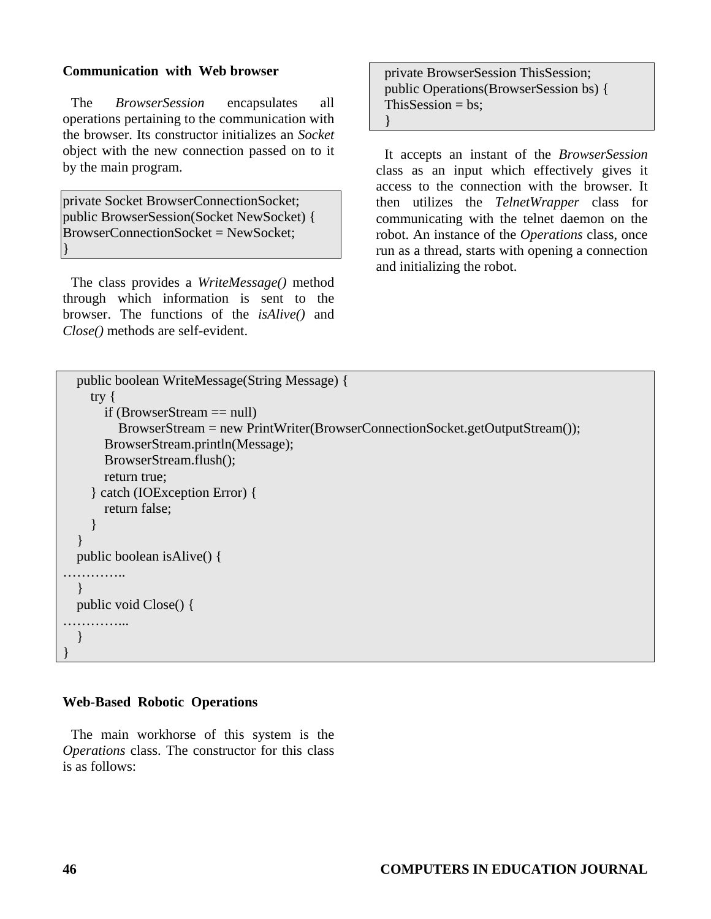**Communication with Web browser**

The *BrowserSession* encapsulates all operations pertaining to the communication with the browser. Its constructor initializes an *Socket* object with the new connection passed on to it by the main program.

```
private Socket BrowserConnectionSocket;
public BrowserSession(Socket NewSocket) {
BrowserConnectionSocket = NewSocket;
}
```

The class provides a *WriteMessage()* method through which information is sent to the browser. The functions of the *isAlive()* and *Close()* methods are self-evident.

```
    public boolean WriteMessage(String Message) {
        try {
            if (BrowserStream == null)
                BrowserStream = new PrintWriter(BrowserConnectionSocket.getOutputStream());
            BrowserStream.println(Message);
            BrowserStream.flush();
            return true;
        } catch (IOException Error) {
            return false;
        }
    }
    public boolean isAlive() {
…………..
    }
    public void Close() {
…………...
    }
}
```

**Web-Based Robotic Operations**

The main workhorse of this system is the *Operations* class. The constructor for this class is as follows:

```
private BrowserSession ThisSession;
public Operations(BrowserSession bs) {
ThisSession = bs;
}
```

It accepts an instant of the *BrowserSession* class as an input which effectively gives it access to the connection with the browser. It then utilizes the *TelnetWrapper* class for communicating with the telnet daemon on the robot. An instance of the *Operations* class, once run as a thread, starts with opening a connection and initializing the robot.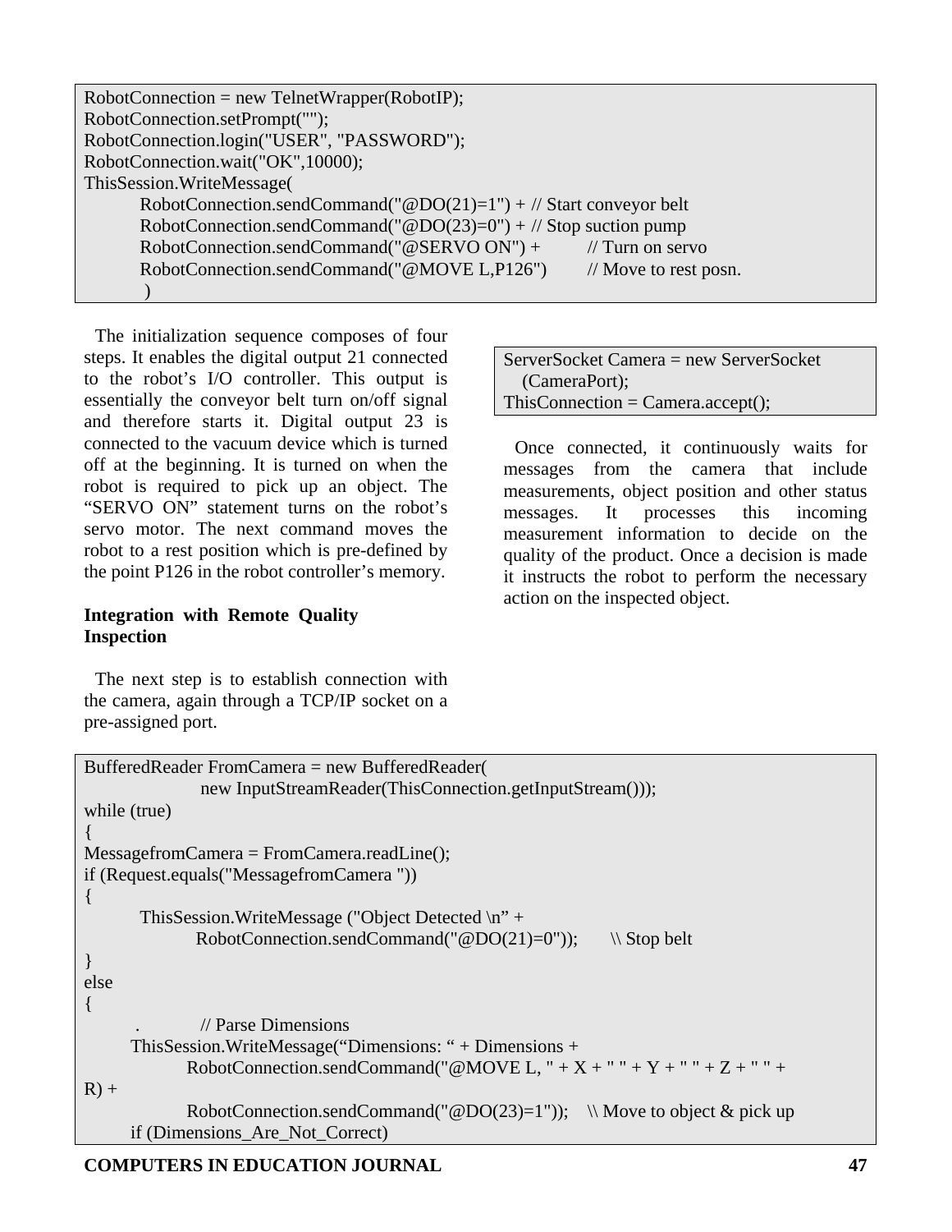```
RobotConnection = new TelnetWrapper(RobotIP);
RobotConnection.setPrompt("");
RobotConnection.login("USER", "PASSWORD");
RobotConnection.wait("OK",10000);
ThisSession.WriteMessage(
        RobotConnection.sendCommand("@DO(21)=1") + // Start conveyor belt
        RobotConnection.sendCommand("@DO(23)=0") + // Stop suction pump
        RobotConnection.sendCommand("@SERVO ON") +      // Turn on servo
        RobotConnection.sendCommand("@MOVE L,P126")     // Move to rest posn.
        )
```

The initialization sequence composes of four steps. It enables the digital output 21 connected to the robot's I/O controller. This output is essentially the conveyor belt turn on/off signal and therefore starts it. Digital output 23 is connected to the vacuum device which is turned off at the beginning. It is turned on when the robot is required to pick up an object. The "SERVO ON" statement turns on the robot's servo motor. The next command moves the robot to a rest position which is pre-defined by the point P126 in the robot controller's memory.

**Integration with Remote Quality Inspection**

The next step is to establish connection with the camera, again through a TCP/IP socket on a pre-assigned port.

```
ServerSocket Camera = new ServerSocket
   (CameraPort);
ThisConnection = Camera.accept();
```

Once connected, it continuously waits for messages from the camera that include measurements, object position and other status messages. It processes this incoming measurement information to decide on the quality of the product. Once a decision is made it instructs the robot to perform the necessary action on the inspected object.

```
BufferedReader FromCamera = new BufferedReader(
                new InputStreamReader(ThisConnection.getInputStream()));
while (true)
{
MessagefromCamera = FromCamera.readLine();
if (Request.equals("MessagefromCamera "))
{
        ThisSession.WriteMessage ("Object Detected \n" +
                RobotConnection.sendCommand("@DO(21)=0"));      \\ Stop belt
}
else
{
        .       // Parse Dimensions
       ThisSession.WriteMessage("Dimensions: " + Dimensions +
               RobotConnection.sendCommand("@MOVE L, " + X + " " + Y + " " + Z + " " +
R) +
               RobotConnection.sendCommand("@DO(23)=1"));   \\ Move to object & pick up
       if (Dimensions_Are_Not_Correct)
```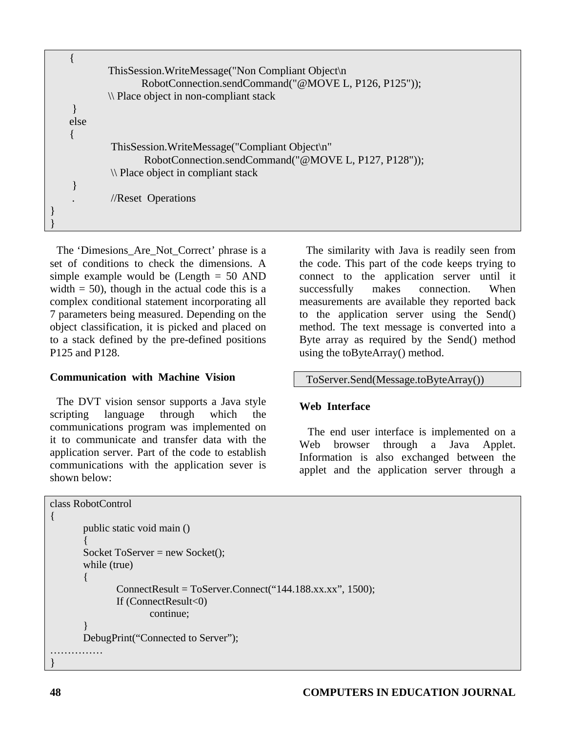```
    {
            ThisSession.WriteMessage("Non Compliant Object\n
                    RobotConnection.sendCommand("@MOVE L, P126, P125"));
            \\ Place object in non-compliant stack
    }
    else
    {
            ThisSession.WriteMessage("Compliant Object\n"
                    RobotConnection.sendCommand("@MOVE L, P127, P128"));
            \\ Place object in compliant stack
    }
    .       //Reset  Operations
}
}
```

The 'Dimesions_Are_Not_Correct' phrase is a set of conditions to check the dimensions. A simple example would be (Length = 50 AND width = 50), though in the actual code this is a complex conditional statement incorporating all 7 parameters being measured. Depending on the object classification, it is picked and placed on to a stack defined by the pre-defined positions P125 and P128.

### Communication with Machine Vision

The DVT vision sensor supports a Java style scripting language through which the communications program was implemented on it to communicate and transfer data with the application server. Part of the code to establish communications with the application sever is shown below:

```
class RobotControl
{
        public static void main ()
        {
        Socket ToServer = new Socket();
        while (true)
        {
                ConnectResult = ToServer.Connect("144.188.xx.xx", 1500);
                If (ConnectResult<0)
                        continue;
        }
        DebugPrint("Connected to Server");
……………
}
```

The similarity with Java is readily seen from the code. This part of the code keeps trying to connect to the application server until it successfully makes connection. When measurements are available they reported back to the application server using the Send() method. The text message is converted into a Byte array as required by the Send() method using the toByteArray() method.

```
ToServer.Send(Message.toByteArray())
```

### Web Interface

The end user interface is implemented on a Web browser through a Java Applet. Information is also exchanged between the applet and the application server through a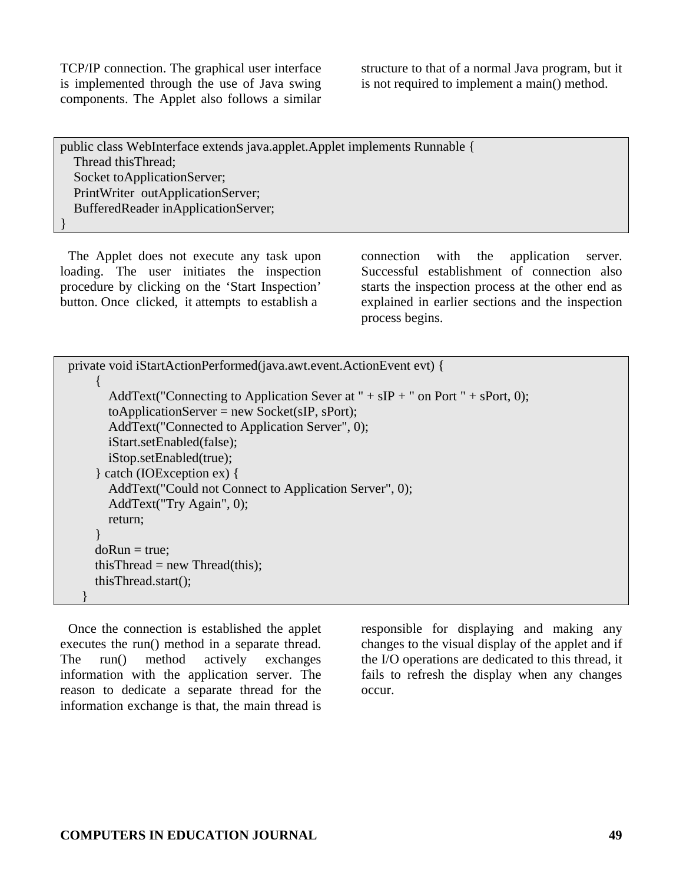TCP/IP connection. The graphical user interface is implemented through the use of Java swing components. The Applet also follows a similar structure to that of a normal Java program, but it is not required to implement a main() method.

```
public class WebInterface extends java.applet.Applet implements Runnable {
    Thread thisThread;
    Socket toApplicationServer;
    PrintWriter  outApplicationServer;
    BufferedReader inApplicationServer;
}
```

The Applet does not execute any task upon loading. The user initiates the inspection procedure by clicking on the 'Start Inspection' button. Once clicked, it attempts to establish a connection with the application server. Successful establishment of connection also starts the inspection process at the other end as explained in earlier sections and the inspection process begins.

```
  private void iStartActionPerformed(java.awt.event.ActionEvent evt) {
        {
            AddText("Connecting to Application Sever at " + sIP + " on Port " + sPort, 0);
            toApplicationServer = new Socket(sIP, sPort);
            AddText("Connected to Application Server", 0);
            iStart.setEnabled(false);
            iStop.setEnabled(true);
        } catch (IOException ex) {
            AddText("Could not Connect to Application Server", 0);
            AddText("Try Again", 0);
            return;
        }
        doRun = true;
        thisThread = new Thread(this);
        thisThread.start();
    }
```

Once the connection is established the applet executes the run() method in a separate thread. The run() method actively exchanges information with the application server. The reason to dedicate a separate thread for the information exchange is that, the main thread is responsible for displaying and making any changes to the visual display of the applet and if the I/O operations are dedicated to this thread, it fails to refresh the display when any changes occur.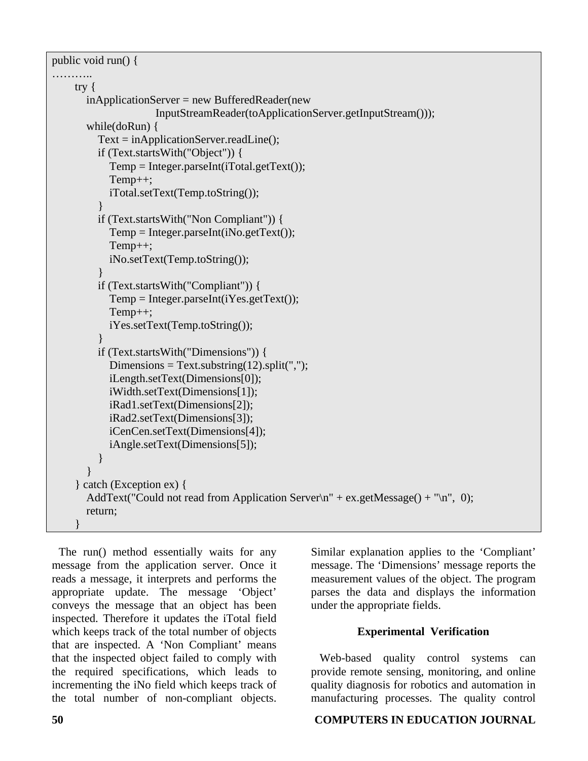```
public void run() {
………..
    try {
        inApplicationServer = new BufferedReader(new
                    InputStreamReader(toApplicationServer.getInputStream()));
        while(doRun) {
            Text = inApplicationServer.readLine();
            if (Text.startsWith("Object")) {
                Temp = Integer.parseInt(iTotal.getText());
                Temp++;
                iTotal.setText(Temp.toString());
            }
            if (Text.startsWith("Non Compliant")) {
                Temp = Integer.parseInt(iNo.getText());
                Temp++;
                iNo.setText(Temp.toString());
            }
            if (Text.startsWith("Compliant")) {
                Temp = Integer.parseInt(iYes.getText());
                Temp++;
                iYes.setText(Temp.toString());
            }
            if (Text.startsWith("Dimensions")) {
                Dimensions = Text.substring(12).split(",");
                iLength.setText(Dimensions[0]);
                iWidth.setText(Dimensions[1]);
                iRad1.setText(Dimensions[2]);
                iRad2.setText(Dimensions[3]);
                iCenCen.setText(Dimensions[4]);
                iAngle.setText(Dimensions[5]);
            }
        }
    } catch (Exception ex) {
        AddText("Could not read from Application Server\n" + ex.getMessage() + "\n",  0);
        return;
    }
```

The run() method essentially waits for any message from the application server. Once it reads a message, it interprets and performs the appropriate update. The message 'Object' conveys the message that an object has been inspected. Therefore it updates the iTotal field which keeps track of the total number of objects that are inspected. A 'Non Compliant' means that the inspected object failed to comply with the required specifications, which leads to incrementing the iNo field which keeps track of the total number of non-compliant objects. Similar explanation applies to the 'Compliant' message. The 'Dimensions' message reports the measurement values of the object. The program parses the data and displays the information under the appropriate fields.

## Experimental Verification

Web-based quality control systems can provide remote sensing, monitoring, and online quality diagnosis for robotics and automation in manufacturing processes. The quality control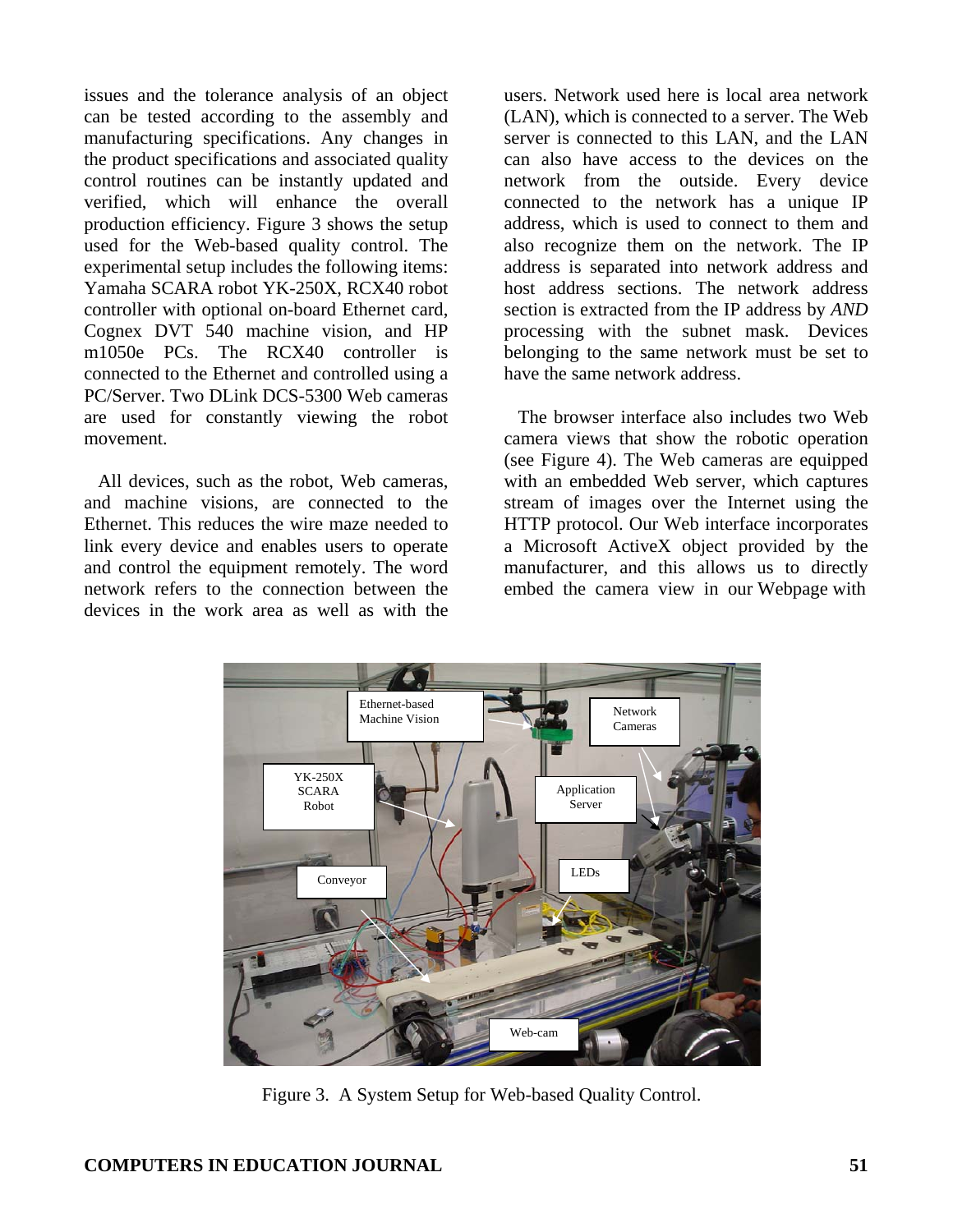issues and the tolerance analysis of an object can be tested according to the assembly and manufacturing specifications. Any changes in the product specifications and associated quality control routines can be instantly updated and verified, which will enhance the overall production efficiency. Figure 3 shows the setup used for the Web-based quality control. The experimental setup includes the following items: Yamaha SCARA robot YK-250X, RCX40 robot controller with optional on-board Ethernet card, Cognex DVT 540 machine vision, and HP m1050e PCs. The RCX40 controller is connected to the Ethernet and controlled using a PC/Server. Two DLink DCS-5300 Web cameras are used for constantly viewing the robot movement.

All devices, such as the robot, Web cameras, and machine visions, are connected to the Ethernet. This reduces the wire maze needed to link every device and enables users to operate and control the equipment remotely. The word network refers to the connection between the devices in the work area as well as with the users. Network used here is local area network (LAN), which is connected to a server. The Web server is connected to this LAN, and the LAN can also have access to the devices on the network from the outside. Every device connected to the network has a unique IP address, which is used to connect to them and also recognize them on the network. The IP address is separated into network address and host address sections. The network address section is extracted from the IP address by *AND* processing with the subnet mask. Devices belonging to the same network must be set to have the same network address.

The browser interface also includes two Web camera views that show the robotic operation (see Figure 4). The Web cameras are equipped with an embedded Web server, which captures stream of images over the Internet using the HTTP protocol. Our Web interface incorporates a Microsoft ActiveX object provided by the manufacturer, and this allows us to directly embed the camera view in our Webpage with

Figure 3. A System Setup for Web-based Quality Control.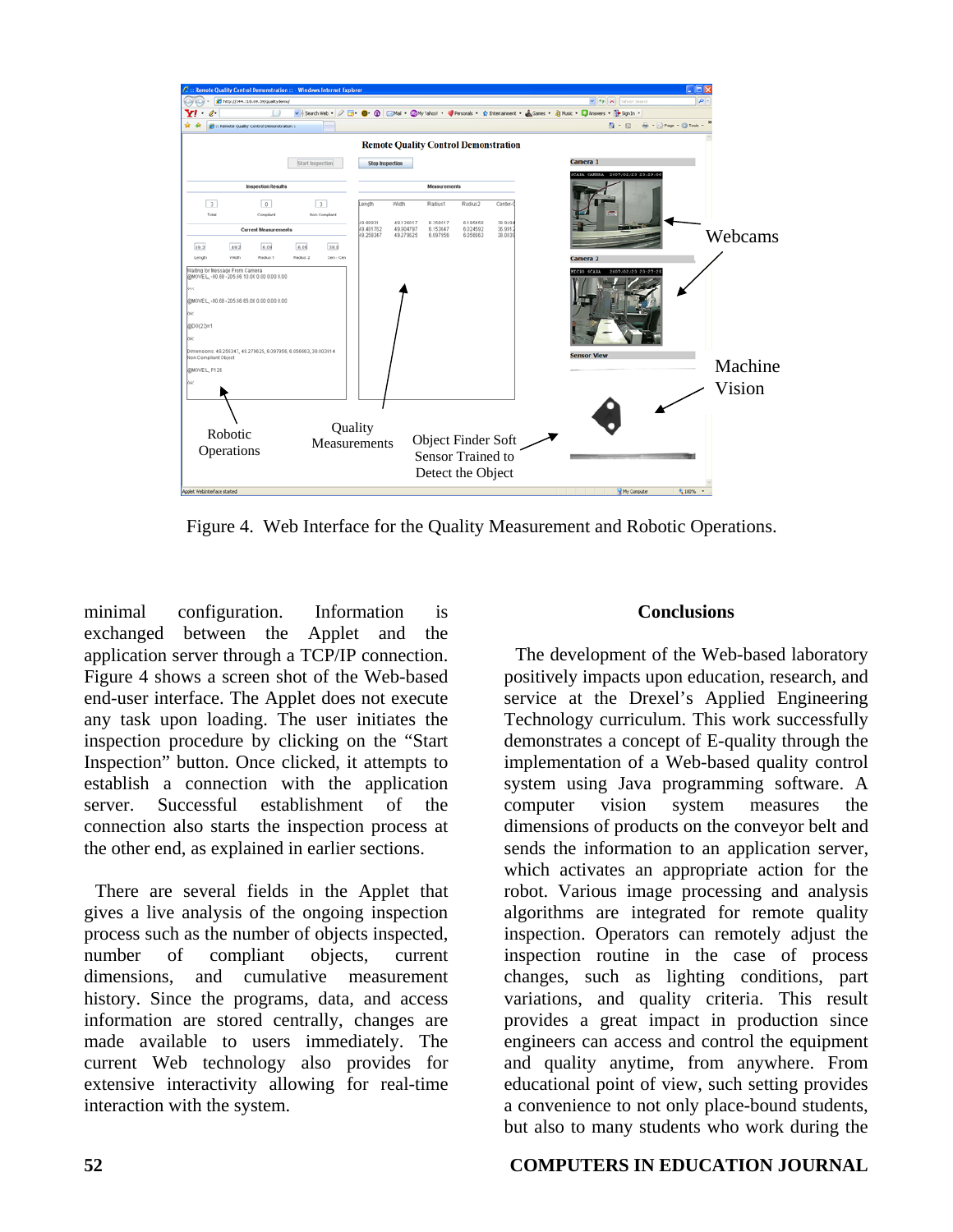Figure 4. Web Interface for the Quality Measurement and Robotic Operations.

minimal configuration. Information is exchanged between the Applet and the application server through a TCP/IP connection. Figure 4 shows a screen shot of the Web-based end-user interface. The Applet does not execute any task upon loading. The user initiates the inspection procedure by clicking on the "Start Inspection" button. Once clicked, it attempts to establish a connection with the application server. Successful establishment of the connection also starts the inspection process at the other end, as explained in earlier sections.

There are several fields in the Applet that gives a live analysis of the ongoing inspection process such as the number of objects inspected, number of compliant objects, current dimensions, and cumulative measurement history. Since the programs, data, and access information are stored centrally, changes are made available to users immediately. The current Web technology also provides for extensive interactivity allowing for real-time interaction with the system.

## Conclusions

The development of the Web-based laboratory positively impacts upon education, research, and service at the Drexel's Applied Engineering Technology curriculum. This work successfully demonstrates a concept of E-quality through the implementation of a Web-based quality control system using Java programming software. A computer vision system measures the dimensions of products on the conveyor belt and sends the information to an application server, which activates an appropriate action for the robot. Various image processing and analysis algorithms are integrated for remote quality inspection. Operators can remotely adjust the inspection routine in the case of process changes, such as lighting conditions, part variations, and quality criteria. This result provides a great impact in production since engineers can access and control the equipment and quality anytime, from anywhere. From educational point of view, such setting provides a convenience to not only place-bound students, but also to many students who work during the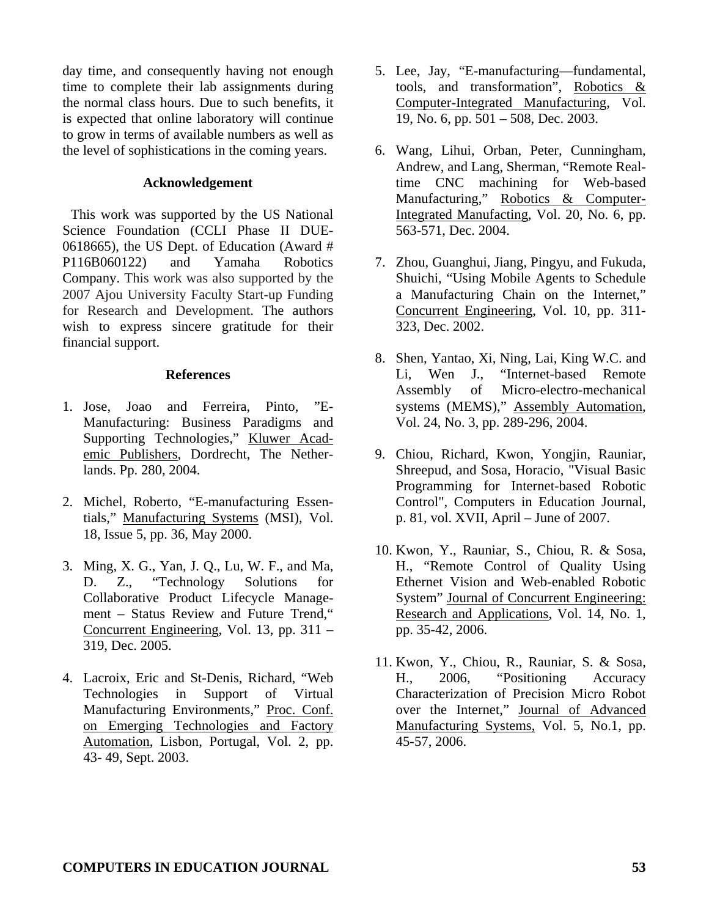day time, and consequently having not enough time to complete their lab assignments during the normal class hours. Due to such benefits, it is expected that online laboratory will continue to grow in terms of available numbers as well as the level of sophistications in the coming years.

### Acknowledgement

This work was supported by the US National Science Foundation (CCLI Phase II DUE-0618665), the US Dept. of Education (Award # P116B060122) and Yamaha Robotics Company. This work was also supported by the 2007 Ajou University Faculty Start-up Funding for Research and Development. The authors wish to express sincere gratitude for their financial support.

### References

1. Jose, Joao and Ferreira, Pinto, "E-Manufacturing: Business Paradigms and Supporting Technologies," Kluwer Academic Publishers, Dordrecht, The Netherlands. Pp. 280, 2004.

2. Michel, Roberto, "E-manufacturing Essentials," Manufacturing Systems (MSI), Vol. 18, Issue 5, pp. 36, May 2000.

3. Ming, X. G., Yan, J. Q., Lu, W. F., and Ma, D. Z., "Technology Solutions for Collaborative Product Lifecycle Management – Status Review and Future Trend," Concurrent Engineering, Vol. 13, pp. 311 – 319, Dec. 2005.

4. Lacroix, Eric and St-Denis, Richard, "Web Technologies in Support of Virtual Manufacturing Environments," Proc. Conf. on Emerging Technologies and Factory Automation, Lisbon, Portugal, Vol. 2, pp. 43- 49, Sept. 2003.

5. Lee, Jay, "E-manufacturing—fundamental, tools, and transformation", Robotics & Computer-Integrated Manufacturing, Vol. 19, No. 6, pp. 501 – 508, Dec. 2003.

6. Wang, Lihui, Orban, Peter, Cunningham, Andrew, and Lang, Sherman, "Remote Real-time CNC machining for Web-based Manufacturing," Robotics & Computer-Integrated Manufacting, Vol. 20, No. 6, pp. 563-571, Dec. 2004.

7. Zhou, Guanghui, Jiang, Pingyu, and Fukuda, Shuichi, "Using Mobile Agents to Schedule a Manufacturing Chain on the Internet," Concurrent Engineering, Vol. 10, pp. 311-323, Dec. 2002.

8. Shen, Yantao, Xi, Ning, Lai, King W.C. and Li, Wen J., "Internet-based Remote Assembly of Micro-electro-mechanical systems (MEMS)," Assembly Automation, Vol. 24, No. 3, pp. 289-296, 2004.

9. Chiou, Richard, Kwon, Yongjin, Rauniar, Shreepud, and Sosa, Horacio, "Visual Basic Programming for Internet-based Robotic Control", Computers in Education Journal, p. 81, vol. XVII, April – June of 2007.

10. Kwon, Y., Rauniar, S., Chiou, R. & Sosa, H., "Remote Control of Quality Using Ethernet Vision and Web-enabled Robotic System" Journal of Concurrent Engineering: Research and Applications, Vol. 14, No. 1, pp. 35-42, 2006.

11. Kwon, Y., Chiou, R., Rauniar, S. & Sosa, H., 2006, "Positioning Accuracy Characterization of Precision Micro Robot over the Internet," Journal of Advanced Manufacturing Systems, Vol. 5, No.1, pp. 45-57, 2006.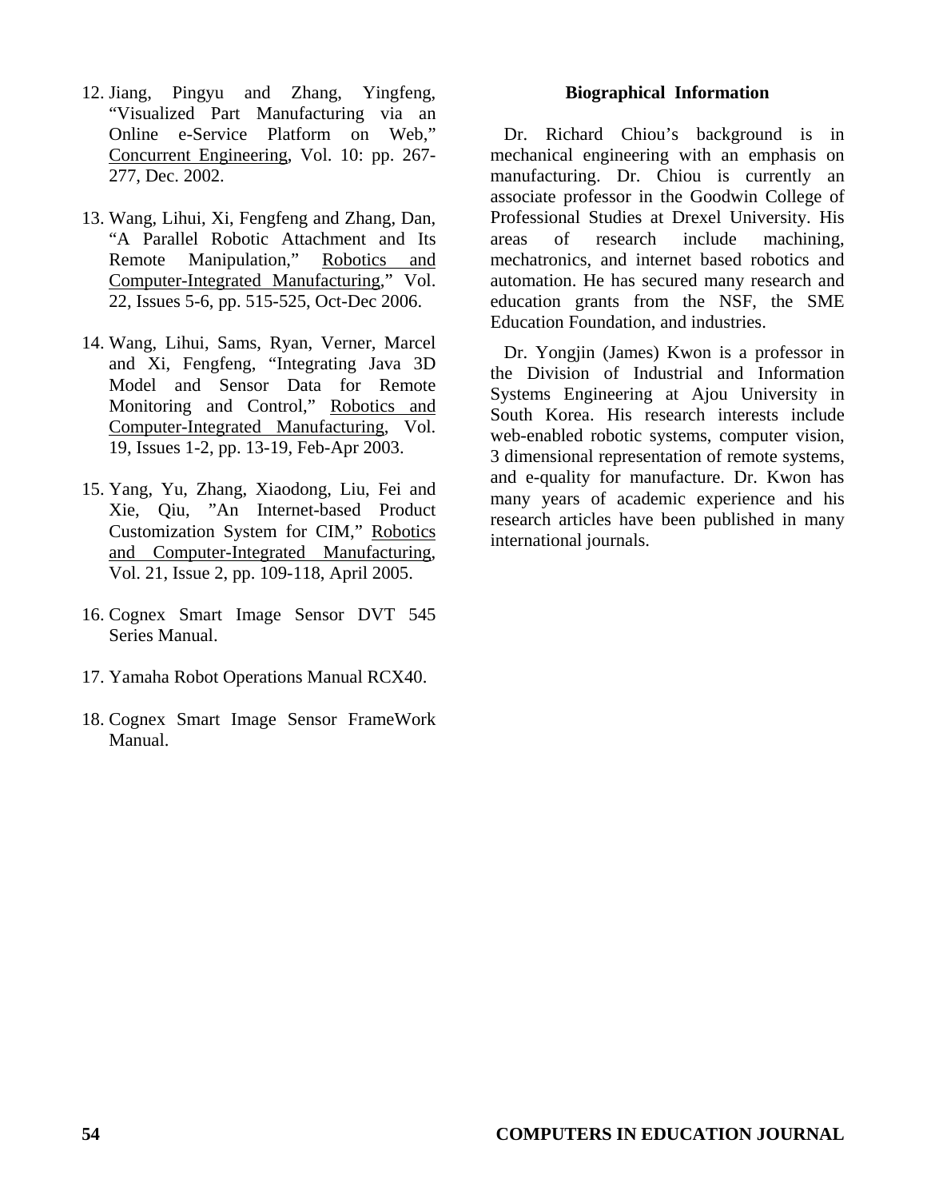12. Jiang, Pingyu and Zhang, Yingfeng, "Visualized Part Manufacturing via an Online e-Service Platform on Web," Concurrent Engineering, Vol. 10: pp. 267-277, Dec. 2002.

13. Wang, Lihui, Xi, Fengfeng and Zhang, Dan, "A Parallel Robotic Attachment and Its Remote Manipulation," Robotics and Computer-Integrated Manufacturing," Vol. 22, Issues 5-6, pp. 515-525, Oct-Dec 2006.

14. Wang, Lihui, Sams, Ryan, Verner, Marcel and Xi, Fengfeng, "Integrating Java 3D Model and Sensor Data for Remote Monitoring and Control," Robotics and Computer-Integrated Manufacturing, Vol. 19, Issues 1-2, pp. 13-19, Feb-Apr 2003.

15. Yang, Yu, Zhang, Xiaodong, Liu, Fei and Xie, Qiu, "An Internet-based Product Customization System for CIM," Robotics and Computer-Integrated Manufacturing, Vol. 21, Issue 2, pp. 109-118, April 2005.

16. Cognex Smart Image Sensor DVT 545 Series Manual.

17. Yamaha Robot Operations Manual RCX40.

18. Cognex Smart Image Sensor FrameWork Manual.

**Biographical Information**

Dr. Richard Chiou's background is in mechanical engineering with an emphasis on manufacturing. Dr. Chiou is currently an associate professor in the Goodwin College of Professional Studies at Drexel University. His areas of research include machining, mechatronics, and internet based robotics and automation. He has secured many research and education grants from the NSF, the SME Education Foundation, and industries.

Dr. Yongjin (James) Kwon is a professor in the Division of Industrial and Information Systems Engineering at Ajou University in South Korea. His research interests include web-enabled robotic systems, computer vision, 3 dimensional representation of remote systems, and e-quality for manufacture. Dr. Kwon has many years of academic experience and his research articles have been published in many international journals.